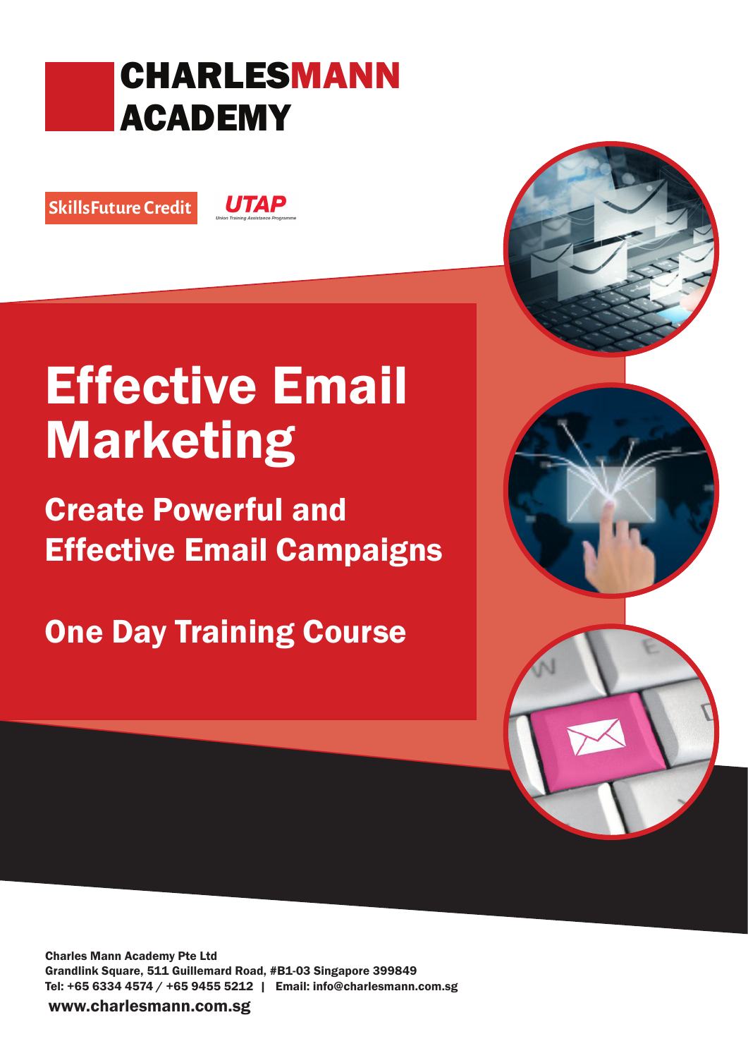# CHARLESMANN ACADEMY

SkillsFuture Credit

UTAP
Union Training Assistance Programme

# Effective Email Marketing

## Create Powerful and Effective Email Campaigns

## One Day Training Course

**Charles Mann Academy Pte Ltd**
**Grandlink Square, 511 Guillemard Road, #B1-03 Singapore 399849**
**Tel: +65 6334 4574 / +65 9455 5212 | Email: info@charlesmann.com.sg**

**www.charlesmann.com.sg**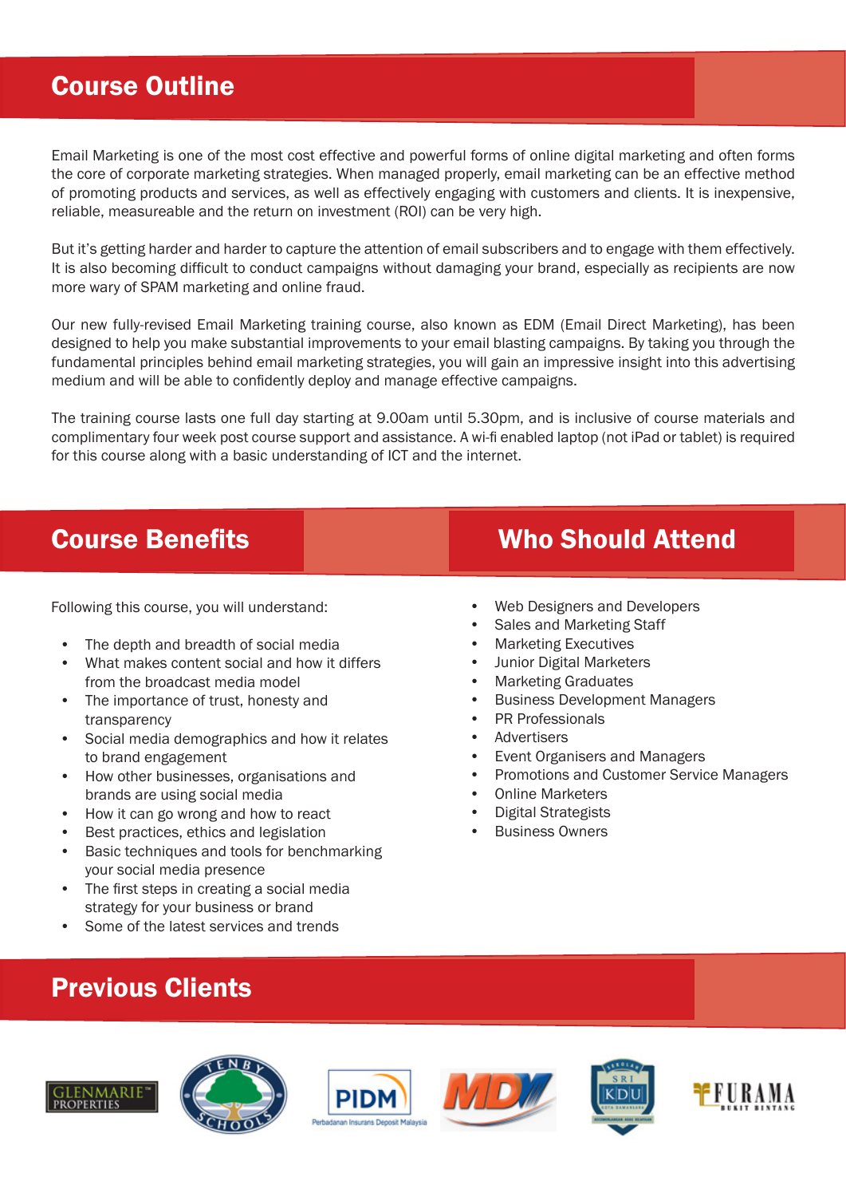## Course Outline

Email Marketing is one of the most cost effective and powerful forms of online digital marketing and often forms the core of corporate marketing strategies. When managed properly, email marketing can be an effective method of promoting products and services, as well as effectively engaging with customers and clients. It is inexpensive, reliable, measureable and the return on investment (ROI) can be very high.

But it's getting harder and harder to capture the attention of email subscribers and to engage with them effectively. It is also becoming difficult to conduct campaigns without damaging your brand, especially as recipients are now more wary of SPAM marketing and online fraud.

Our new fully-revised Email Marketing training course, also known as EDM (Email Direct Marketing), has been designed to help you make substantial improvements to your email blasting campaigns. By taking you through the fundamental principles behind email marketing strategies, you will gain an impressive insight into this advertising medium and will be able to confidently deploy and manage effective campaigns.

The training course lasts one full day starting at 9.00am until 5.30pm, and is inclusive of course materials and complimentary four week post course support and assistance. A wi-fi enabled laptop (not iPad or tablet) is required for this course along with a basic understanding of ICT and the internet.

## Course Benefits

Following this course, you will understand:

- The depth and breadth of social media
- What makes content social and how it differs from the broadcast media model
- The importance of trust, honesty and transparency
- Social media demographics and how it relates to brand engagement
- How other businesses, organisations and brands are using social media
- How it can go wrong and how to react
- Best practices, ethics and legislation
- Basic techniques and tools for benchmarking your social media presence
- The first steps in creating a social media strategy for your business or brand
- Some of the latest services and trends

## Who Should Attend

- Web Designers and Developers
- Sales and Marketing Staff
- Marketing Executives
- Junior Digital Marketers
- Marketing Graduates
- Business Development Managers
- PR Professionals
- Advertisers
- Event Organisers and Managers
- Promotions and Customer Service Managers
- Online Marketers
- Digital Strategists
- Business Owners

## Previous Clients

GLENMARIE PROPERTIES · TENBY SCHOOLS · PIDM Perbadanan Insurans Deposit Malaysia · MDV · SRI KDU · FURAMA BUKIT BINTANG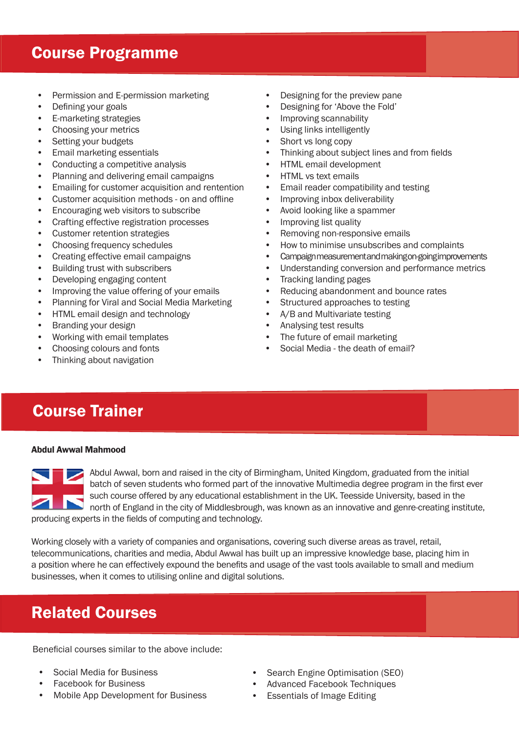## Course Programme

- Permission and E-permission marketing
- Defining your goals
- E-marketing strategies
- Choosing your metrics
- Setting your budgets
- Email marketing essentials
- Conducting a competitive analysis
- Planning and delivering email campaigns
- Emailing for customer acquisition and rentention
- Customer acquisition methods - on and offline
- Encouraging web visitors to subscribe
- Crafting effective registration processes
- Customer retention strategies
- Choosing frequency schedules
- Creating effective email campaigns
- Building trust with subscribers
- Developing engaging content
- Improving the value offering of your emails
- Planning for Viral and Social Media Marketing
- HTML email design and technology
- Branding your design
- Working with email templates
- Choosing colours and fonts
- Thinking about navigation
- Designing for the preview pane
- Designing for 'Above the Fold'
- Improving scannability
- Using links intelligently
- Short vs long copy
- Thinking about subject lines and from fields
- HTML email development
- HTML vs text emails
- Email reader compatibility and testing
- Improving inbox deliverability
- Avoid looking like a spammer
- Improving list quality
- Removing non-responsive emails
- How to minimise unsubscribes and complaints
- Campaign measurement and making on-going improvements
- Understanding conversion and performance metrics
- Tracking landing pages
- Reducing abandonment and bounce rates
- Structured approaches to testing
- A/B and Multivariate testing
- Analysing test results
- The future of email marketing
- Social Media - the death of email?

## Course Trainer

**Abdul Awwal Mahmood**

Abdul Awwal, born and raised in the city of Birmingham, United Kingdom, graduated from the initial batch of seven students who formed part of the innovative Multimedia degree program in the first ever such course offered by any educational establishment in the UK. Teesside University, based in the north of England in the city of Middlesbrough, was known as an innovative and genre-creating institute, producing experts in the fields of computing and technology.

Working closely with a variety of companies and organisations, covering such diverse areas as travel, retail, telecommunications, charities and media, Abdul Awwal has built up an impressive knowledge base, placing him in a position where he can effectively expound the benefits and usage of the vast tools available to small and medium businesses, when it comes to utilising online and digital solutions.

## Related Courses

Beneficial courses similar to the above include:

- Social Media for Business
- Facebook for Business
- Mobile App Development for Business
- Search Engine Optimisation (SEO)
- Advanced Facebook Techniques
- Essentials of Image Editing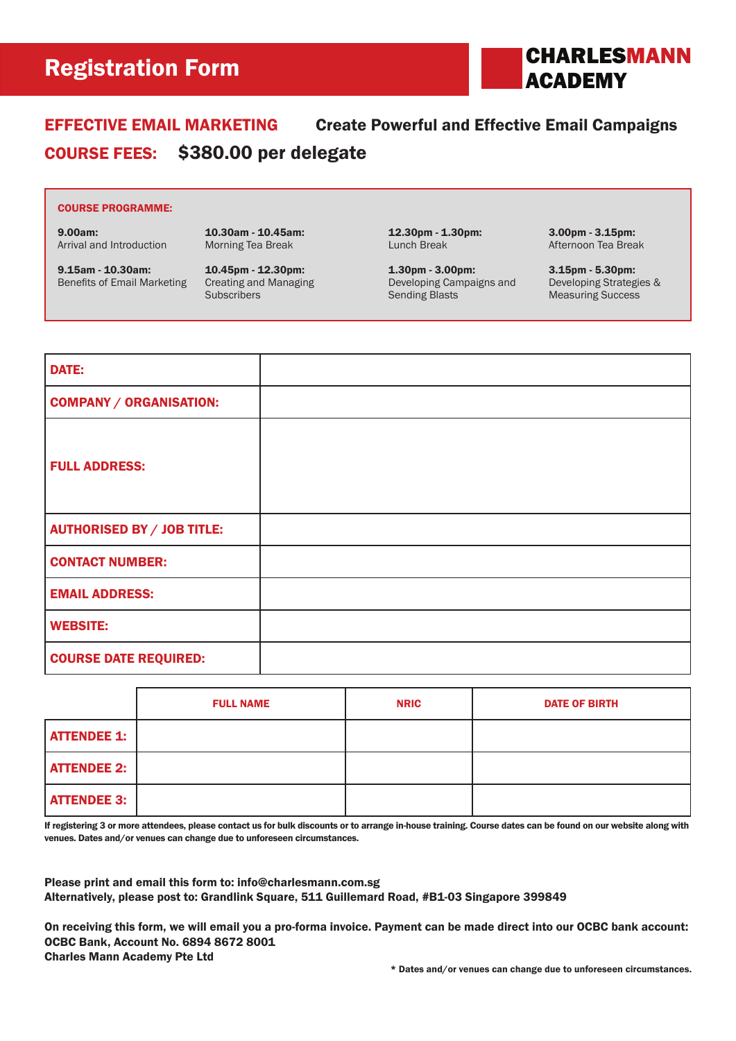# Registration Form

**CHARLESMANN ACADEMY**

## EFFECTIVE EMAIL MARKETING — Create Powerful and Effective Email Campaigns

## COURSE FEES: $380.00 per delegate

**COURSE PROGRAMME:**

**9.00am:**
Arrival and Introduction

**9.15am - 10.30am:**
Benefits of Email Marketing

**10.30am - 10.45am:**
Morning Tea Break

**10.45pm - 12.30pm:**
Creating and Managing Subscribers

**12.30pm - 1.30pm:**
Lunch Break

**1.30pm - 3.00pm:**
Developing Campaigns and Sending Blasts

**3.00pm - 3.15pm:**
Afternoon Tea Break

**3.15pm - 5.30pm:**
Developing Strategies & Measuring Success

| | |
|---|---|
| **DATE:** | |
| **COMPANY / ORGANISATION:** | |
| **FULL ADDRESS:** | |
| **AUTHORISED BY / JOB TITLE:** | |
| **CONTACT NUMBER:** | |
| **EMAIL ADDRESS:** | |
| **WEBSITE:** | |
| **COURSE DATE REQUIRED:** | |

| | FULL NAME | NRIC | DATE OF BIRTH |
|---|---|---|---|
| **ATTENDEE 1:** | | | |
| **ATTENDEE 2:** | | | |
| **ATTENDEE 3:** | | | |

**If registering 3 or more attendees, please contact us for bulk discounts or to arrange in-house training. Course dates can be found on our website along with venues. Dates and/or venues can change due to unforeseen circumstances.**

**Please print and email this form to: info@charlesmann.com.sg**
**Alternatively, please post to: Grandlink Square, 511 Guillemard Road, #B1-03 Singapore 399849**

**On receiving this form, we will email you a pro-forma invoice. Payment can be made direct into our OCBC bank account:**
**OCBC Bank, Account No. 6894 8672 8001**
**Charles Mann Academy Pte Ltd**

**\* Dates and/or venues can change due to unforeseen circumstances.**